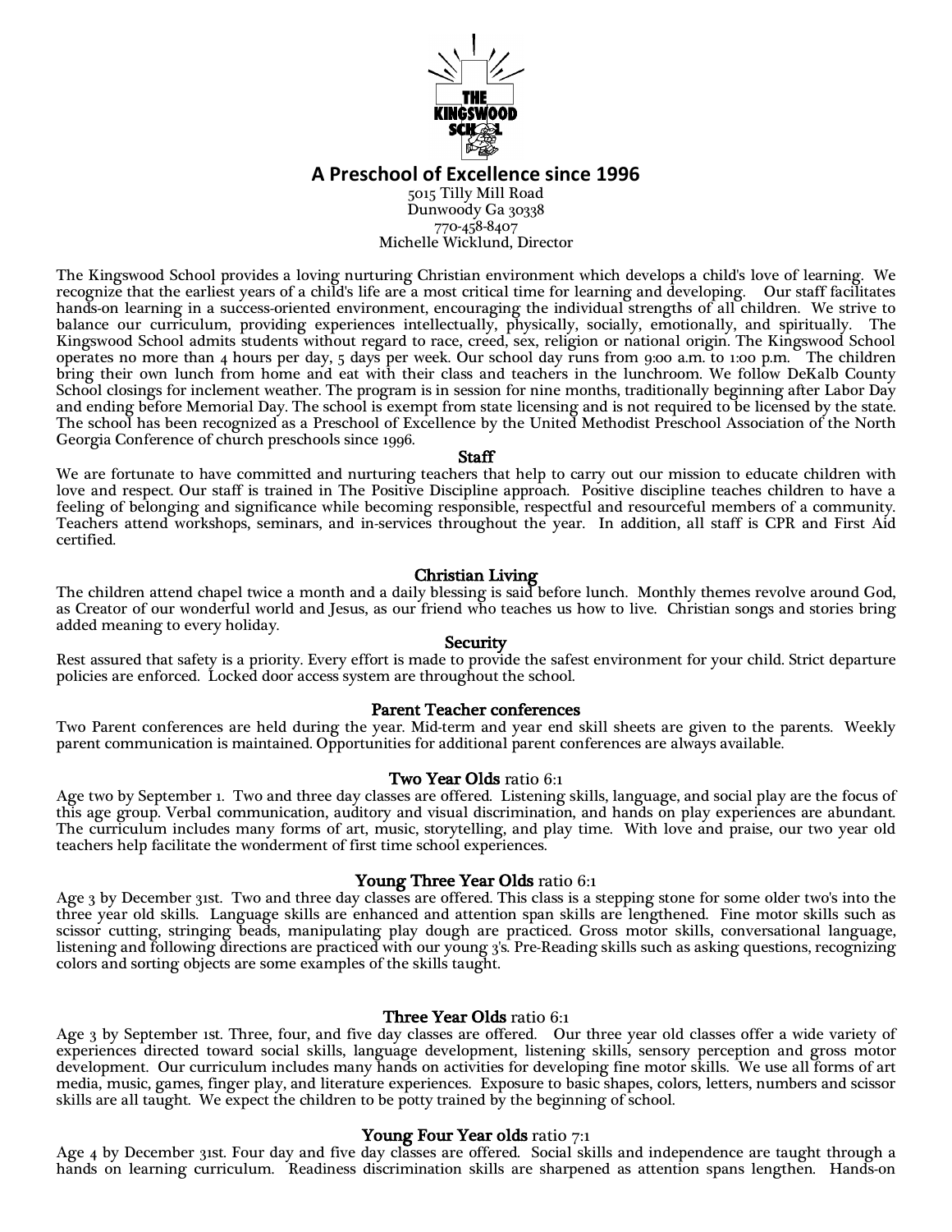# A Preschool of Excellence since 1996

5015 Tilly Mill Road
Dunwoody Ga 30338
770-458-8407
Michelle Wicklund, Director

The Kingswood School provides a loving nurturing Christian environment which develops a child's love of learning. We recognize that the earliest years of a child's life are a most critical time for learning and developing. Our staff facilitates hands-on learning in a success-oriented environment, encouraging the individual strengths of all children. We strive to balance our curriculum, providing experiences intellectually, physically, socially, emotionally, and spiritually. The Kingswood School admits students without regard to race, creed, sex, religion or national origin. The Kingswood School operates no more than 4 hours per day, 5 days per week. Our school day runs from 9:00 a.m. to 1:00 p.m. The children bring their own lunch from home and eat with their class and teachers in the lunchroom. We follow DeKalb County School closings for inclement weather. The program is in session for nine months, traditionally beginning after Labor Day and ending before Memorial Day. The school is exempt from state licensing and is not required to be licensed by the state. The school has been recognized as a Preschool of Excellence by the United Methodist Preschool Association of the North Georgia Conference of church preschools since 1996.

## Staff

We are fortunate to have committed and nurturing teachers that help to carry out our mission to educate children with love and respect. Our staff is trained in The Positive Discipline approach. Positive discipline teaches children to have a feeling of belonging and significance while becoming responsible, respectful and resourceful members of a community. Teachers attend workshops, seminars, and in-services throughout the year. In addition, all staff is CPR and First Aid certified.

## Christian Living

The children attend chapel twice a month and a daily blessing is said before lunch. Monthly themes revolve around God, as Creator of our wonderful world and Jesus, as our friend who teaches us how to live. Christian songs and stories bring added meaning to every holiday.

## Security

Rest assured that safety is a priority. Every effort is made to provide the safest environment for your child. Strict departure policies are enforced. Locked door access system are throughout the school.

## Parent Teacher conferences

Two Parent conferences are held during the year. Mid-term and year end skill sheets are given to the parents. Weekly parent communication is maintained. Opportunities for additional parent conferences are always available.

## Two Year Olds ratio 6:1

Age two by September 1. Two and three day classes are offered. Listening skills, language, and social play are the focus of this age group. Verbal communication, auditory and visual discrimination, and hands on play experiences are abundant. The curriculum includes many forms of art, music, storytelling, and play time. With love and praise, our two year old teachers help facilitate the wonderment of first time school experiences.

## Young Three Year Olds ratio 6:1

Age 3 by December 31st. Two and three day classes are offered. This class is a stepping stone for some older two's into the three year old skills. Language skills are enhanced and attention span skills are lengthened. Fine motor skills such as scissor cutting, stringing beads, manipulating play dough are practiced. Gross motor skills, conversational language, listening and following directions are practiced with our young 3's. Pre-Reading skills such as asking questions, recognizing colors and sorting objects are some examples of the skills taught.

## Three Year Olds ratio 6:1

Age 3 by September 1st. Three, four, and five day classes are offered. Our three year old classes offer a wide variety of experiences directed toward social skills, language development, listening skills, sensory perception and gross motor development. Our curriculum includes many hands on activities for developing fine motor skills. We use all forms of art media, music, games, finger play, and literature experiences. Exposure to basic shapes, colors, letters, numbers and scissor skills are all taught. We expect the children to be potty trained by the beginning of school.

## Young Four Year olds ratio 7:1

Age 4 by December 31st. Four day and five day classes are offered. Social skills and independence are taught through a hands on learning curriculum. Readiness discrimination skills are sharpened as attention spans lengthen. Hands-on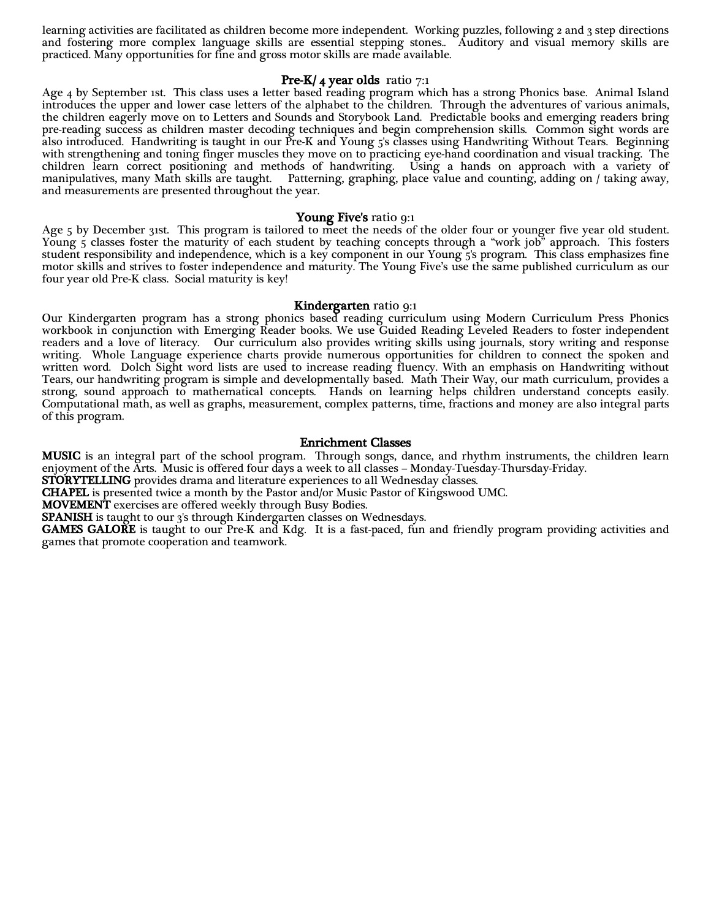learning activities are facilitated as children become more independent. Working puzzles, following 2 and 3 step directions and fostering more complex language skills are essential stepping stones.. Auditory and visual memory skills are practiced. Many opportunities for fine and gross motor skills are made available.

## Pre-K/ 4 year olds ratio 7:1

Age 4 by September 1st. This class uses a letter based reading program which has a strong Phonics base. Animal Island introduces the upper and lower case letters of the alphabet to the children. Through the adventures of various animals, the children eagerly move on to Letters and Sounds and Storybook Land. Predictable books and emerging readers bring pre-reading success as children master decoding techniques and begin comprehension skills. Common sight words are also introduced. Handwriting is taught in our Pre-K and Young 5's classes using Handwriting Without Tears. Beginning with strengthening and toning finger muscles they move on to practicing eye-hand coordination and visual tracking. The children learn correct positioning and methods of handwriting. Using a hands on approach with a variety of manipulatives, many Math skills are taught. Patterning, graphing, place value and counting, adding on / taking away, and measurements are presented throughout the year.

## Young Five's ratio 9:1

Age 5 by December 31st. This program is tailored to meet the needs of the older four or younger five year old student. Young 5 classes foster the maturity of each student by teaching concepts through a "work job" approach. This fosters student responsibility and independence, which is a key component in our Young 5's program. This class emphasizes fine motor skills and strives to foster independence and maturity. The Young Five's use the same published curriculum as our four year old Pre-K class. Social maturity is key!

## Kindergarten ratio 9:1

Our Kindergarten program has a strong phonics based reading curriculum using Modern Curriculum Press Phonics workbook in conjunction with Emerging Reader books. We use Guided Reading Leveled Readers to foster independent readers and a love of literacy. Our curriculum also provides writing skills using journals, story writing and response writing. Whole Language experience charts provide numerous opportunities for children to connect the spoken and written word. Dolch Sight word lists are used to increase reading fluency. With an emphasis on Handwriting without Tears, our handwriting program is simple and developmentally based. Math Their Way, our math curriculum, provides a strong, sound approach to mathematical concepts. Hands on learning helps children understand concepts easily. Computational math, as well as graphs, measurement, complex patterns, time, fractions and money are also integral parts of this program.

## Enrichment Classes

**MUSIC** is an integral part of the school program. Through songs, dance, and rhythm instruments, the children learn enjoyment of the Arts. Music is offered four days a week to all classes – Monday-Tuesday-Thursday-Friday.
**STORYTELLING** provides drama and literature experiences to all Wednesday classes.
**CHAPEL** is presented twice a month by the Pastor and/or Music Pastor of Kingswood UMC.
**MOVEMENT** exercises are offered weekly through Busy Bodies.
**SPANISH** is taught to our 3's through Kindergarten classes on Wednesdays.
**GAMES GALORE** is taught to our Pre-K and Kdg. It is a fast-paced, fun and friendly program providing activities and games that promote cooperation and teamwork.